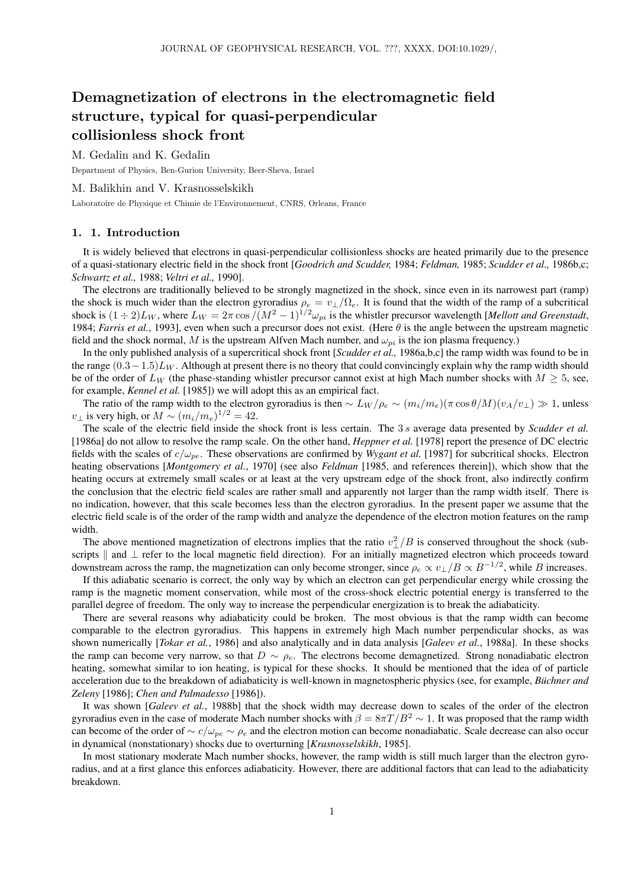# Demagnetization of electrons in the electromagnetic field structure, typical for quasi-perpendicular collisionless shock front

M. Gedalin and K. Gedalin

Department of Physics, Ben-Gurion University, Beer-Sheva, Israel

M. Balikhin and V. Krasnosselskikh

Laboratoire de Physique et Chimie de l'Environnement, CNRS, Orleans, France

## 1. 1. Introduction

It is widely believed that electrons in quasi-perpendicular collisionless shocks are heated primarily due to the presence of a quasi-stationary electric field in the shock front [*Goodrich and Scudder,* 1984; *Feldman,* 1985; *Scudder et al.,* 1986b,c; *Schwartz et al.,* 1988; *Veltri et al.,* 1990].

The electrons are traditionally believed to be strongly magnetized in the shock, since even in its narrowest part (ramp) the shock is much wider than the electron gyroradius $\rho_e = v_\perp/\Omega_e$. It is found that the width of the ramp of a subcritical shock is $(1 \div 2)L_W$, where $L_W = 2\pi \cos/(M^2-1)^{1/2}\omega_{pi}$ is the whistler precursor wavelength [*Mellott and Greenstadt*, 1984; *Farris et al.*, 1993], even when such a precursor does not exist. (Here $\theta$ is the angle between the upstream magnetic field and the shock normal, $M$ is the upstream Alfven Mach number, and $\omega_{pi}$ is the ion plasma frequency.)

In the only published analysis of a supercritical shock front [*Scudder et al.,* 1986a,b,c] the ramp width was found to be in the range $(0.3-1.5)L_W$. Although at present there is no theory that could convincingly explain why the ramp width should be of the order of $L_W$ (the phase-standing whistler precursor cannot exist at high Mach number shocks with $M \geq 5$, see, for example, *Kennel et al.* [1985]) we will adopt this as an empirical fact.

The ratio of the ramp width to the electron gyroradius is then $\sim L_W/\rho_e \sim (m_i/m_e)(\pi\cos\theta/M)(v_A/v_\perp) \gg 1$, unless $v_\perp$ is very high, or $M \sim (m_i/m_e)^{1/2} = 42$.

The scale of the electric field inside the shock front is less certain. The $3\,s$ average data presented by *Scudder et al.* [1986a] do not allow to resolve the ramp scale. On the other hand, *Heppner et al.* [1978] report the presence of DC electric fields with the scales of $c/\omega_{pe}$. These observations are confirmed by *Wygant et al.* [1987] for subcritical shocks. Electron heating observations [*Montgomery et al.*, 1970] (see also *Feldman* [1985, and references therein]), which show that the heating occurs at extremely small scales or at least at the very upstream edge of the shock front, also indirectly confirm the conclusion that the electric field scales are rather small and apparently not larger than the ramp width itself. There is no indication, however, that this scale becomes less than the electron gyroradius. In the present paper we assume that the electric field scale is of the order of the ramp width and analyze the dependence of the electron motion features on the ramp width.

The above mentioned magnetization of electrons implies that the ratio $v_\perp^2/B$ is conserved throughout the shock (subscripts $\parallel$ and $\perp$ refer to the local magnetic field direction). For an initially magnetized electron which proceeds toward downstream across the ramp, the magnetization can only become stronger, since $\rho_e \propto v_\perp/B \propto B^{-1/2}$, while $B$ increases.

If this adiabatic scenario is correct, the only way by which an electron can get perpendicular energy while crossing the ramp is the magnetic moment conservation, while most of the cross-shock electric potential energy is transferred to the parallel degree of freedom. The only way to increase the perpendicular energization is to break the adiabaticity.

There are several reasons why adiabaticity could be broken. The most obvious is that the ramp width can become comparable to the electron gyroradius. This happens in extremely high Mach number perpendicular shocks, as was shown numerically [*Tokar et al.*, 1986] and also analytically and in data analysis [*Galeev et al.*, 1988a]. In these shocks the ramp can become very narrow, so that $D \sim \rho_e$. The electrons become demagnetized. Strong nonadiabatic electron heating, somewhat similar to ion heating, is typical for these shocks. It should be mentioned that the idea of particle acceleration due to the breakdown of adiabaticity is well-known in magnetospheric physics (see, for example, *Büchner and Zeleny* [1986]; *Chen and Palmadesso* [1986]).

It was shown [*Galeev et al.*, 1988b] that the shock width may decrease down to scales of the order of the electron gyroradius even in the case of moderate Mach number shocks with $\beta = 8\pi T/B^2 \sim 1$. It was proposed that the ramp width can become of the order of $\sim c/\omega_{pe} \sim \rho_e$ and the electron motion can become nonadiabatic. Scale decrease can also occur in dynamical (nonstationary) shocks due to overturning [*Krasnosselskikh*, 1985].

In most stationary moderate Mach number shocks, however, the ramp width is still much larger than the electron gyroradius, and at a first glance this enforces adiabaticity. However, there are additional factors that can lead to the adiabaticity breakdown.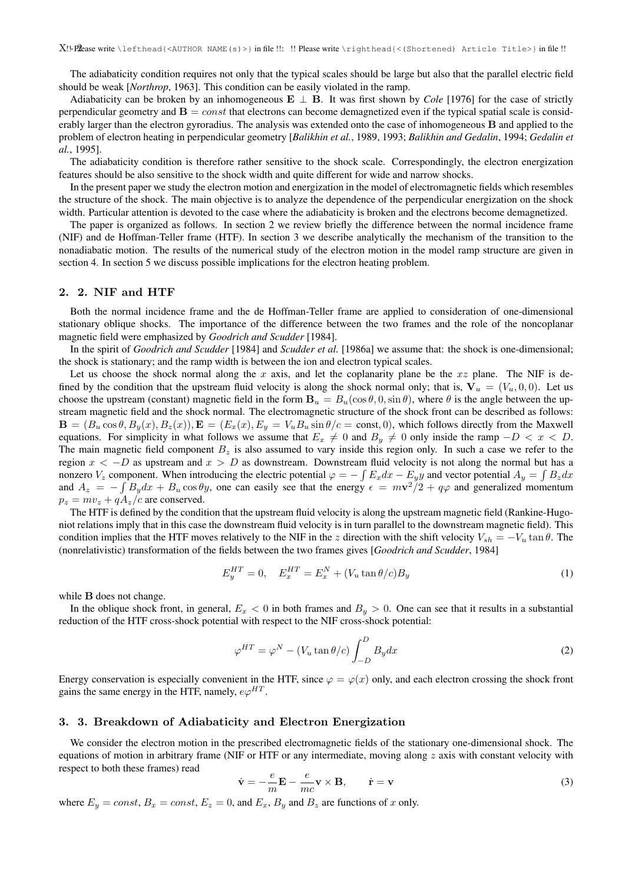The adiabaticity condition requires not only that the typical scales should be large but also that the parallel electric field should be weak [*Northrop*, 1963]. This condition can be easily violated in the ramp.

Adiabaticity can be broken by an inhomogeneous $\mathbf{E} \perp \mathbf{B}$. It was first shown by *Cole* [1976] for the case of strictly perpendicular geometry and $\mathbf{B} = const$ that electrons can become demagnetized even if the typical spatial scale is considerably larger than the electron gyroradius. The analysis was extended onto the case of inhomogeneous $\mathbf{B}$ and applied to the problem of electron heating in perpendicular geometry [*Balikhin et al.*, 1989, 1993; *Balikhin and Gedalin*, 1994; *Gedalin et al.*, 1995].

The adiabaticity condition is therefore rather sensitive to the shock scale. Correspondingly, the electron energization features should be also sensitive to the shock width and quite different for wide and narrow shocks.

In the present paper we study the electron motion and energization in the model of electromagnetic fields which resembles the structure of the shock. The main objective is to analyze the dependence of the perpendicular energization on the shock width. Particular attention is devoted to the case where the adiabaticity is broken and the electrons become demagnetized.

The paper is organized as follows. In section 2 we review briefly the difference between the normal incidence frame (NIF) and de Hoffman-Teller frame (HTF). In section 3 we describe analytically the mechanism of the transition to the nonadiabatic motion. The results of the numerical study of the electron motion in the model ramp structure are given in section 4. In section 5 we discuss possible implications for the electron heating problem.

## 2. 2. NIF and HTF

Both the normal incidence frame and the de Hoffman-Teller frame are applied to consideration of one-dimensional stationary oblique shocks. The importance of the difference between the two frames and the role of the noncoplanar magnetic field were emphasized by *Goodrich and Scudder* [1984].

In the spirit of *Goodrich and Scudder* [1984] and *Scudder et al.* [1986a] we assume that: the shock is one-dimensional; the shock is stationary; and the ramp width is between the ion and electron typical scales.

Let us choose the shock normal along the $x$ axis, and let the coplanarity plane be the $xz$ plane. The NIF is defined by the condition that the upstream fluid velocity is along the shock normal only; that is, $\mathbf{V}_u = (V_u, 0, 0)$. Let us choose the upstream (constant) magnetic field in the form $\mathbf{B}_u = B_u(\cos\theta, 0, \sin\theta)$, where $\theta$ is the angle between the upstream magnetic field and the shock normal. The electromagnetic structure of the shock front can be described as follows: $\mathbf{B} = (B_u\cos\theta, B_y(x), B_z(x)), \mathbf{E} = (E_x(x), E_y = V_u B_u \sin\theta/c = \text{const}, 0)$, which follows directly from the Maxwell equations. For simplicity in what follows we assume that $E_x \neq 0$ and $B_y \neq 0$ only inside the ramp $-D < x < D$. The main magnetic field component $B_z$ is also assumed to vary inside this region only. In such a case we refer to the region $x < -D$ as upstream and $x > D$ as downstream. Downstream fluid velocity is not along the normal but has a nonzero $V_z$ component. When introducing the electric potential $\varphi = -\int E_x dx - E_y y$ and vector potential $A_y = \int B_z dx$ and $A_z = -\int B_y dx + B_u \cos\theta y$, one can easily see that the energy $\epsilon = m\mathbf{v}^2/2 + q\varphi$ and generalized momentum $p_z = mv_z + qA_z/c$ are conserved.

The HTF is defined by the condition that the upstream fluid velocity is along the upstream magnetic field (Rankine-Hugoniot relations imply that in this case the downstream fluid velocity is in turn parallel to the downstream magnetic field). This condition implies that the HTF moves relatively to the NIF in the $z$ direction with the shift velocity $V_{sh} = -V_u \tan\theta$. The (nonrelativistic) transformation of the fields between the two frames gives [*Goodrich and Scudder*, 1984]

$$E_y^{HT} = 0, \quad E_x^{HT} = E_x^N + (V_u \tan\theta/c) B_y \tag{1}$$

while $\mathbf{B}$ does not change.

In the oblique shock front, in general, $E_x < 0$ in both frames and $B_y > 0$. One can see that it results in a substantial reduction of the HTF cross-shock potential with respect to the NIF cross-shock potential:

$$\varphi^{HT} = \varphi^N - (V_u \tan\theta/c) \int_{-D}^{D} B_y dx \tag{2}$$

Energy conservation is especially convenient in the HTF, since $\varphi = \varphi(x)$ only, and each electron crossing the shock front gains the same energy in the HTF, namely, $e\varphi^{HT}$.

## 3. 3. Breakdown of Adiabaticity and Electron Energization

We consider the electron motion in the prescribed electromagnetic fields of the stationary one-dimensional shock. The equations of motion in arbitrary frame (NIF or HTF or any intermediate, moving along $z$ axis with constant velocity with respect to both these frames) read

$$\dot{\mathbf{v}} = -\frac{e}{m}\mathbf{E} - \frac{e}{mc}\mathbf{v} \times \mathbf{B}, \qquad \dot{\mathbf{r}} = \mathbf{v} \tag{3}$$

where $E_y = const$, $B_x = const$, $E_z = 0$, and $E_x$, $B_y$ and $B_z$ are functions of $x$ only.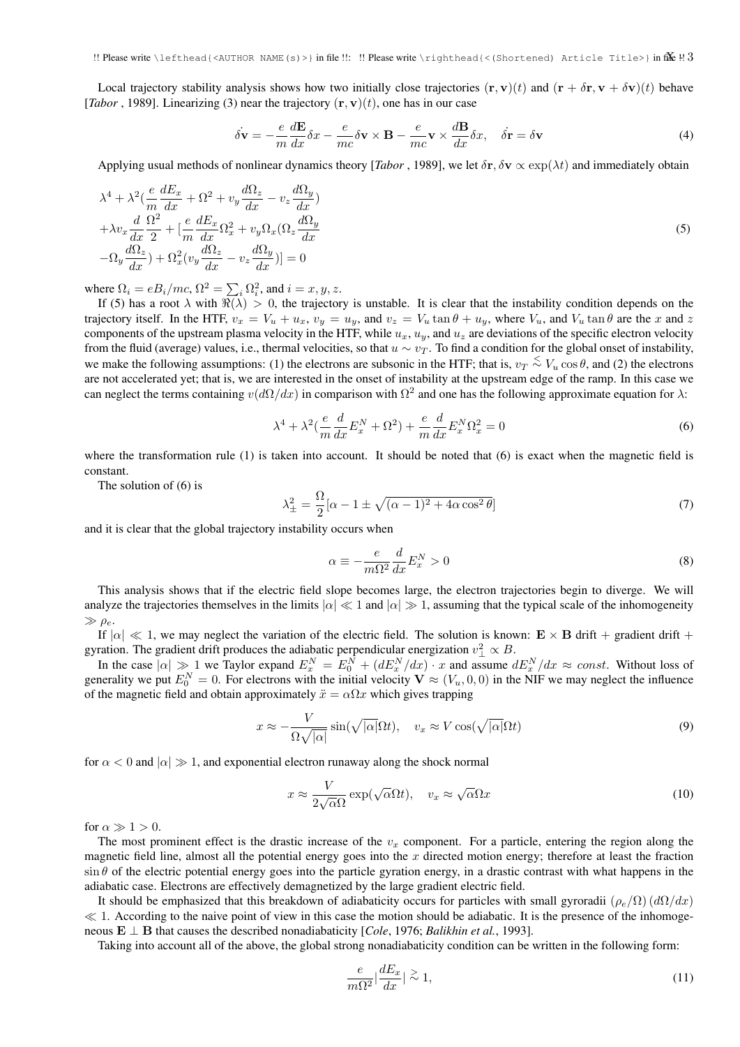Local trajectory stability analysis shows how two initially close trajectories $(\mathbf{r}, \mathbf{v})(t)$ and $(\mathbf{r}+\delta\mathbf{r}, \mathbf{v}+\delta\mathbf{v})(t)$ behave [*Tabor* , 1989]. Linearizing (3) near the trajectory $(\mathbf{r}, \mathbf{v})(t)$, one has in our case

$$\dot{\delta\mathbf{v}} = -\frac{e}{m}\frac{d\mathbf{E}}{dx}\delta x - \frac{e}{mc}\delta\mathbf{v}\times\mathbf{B} - \frac{e}{mc}\mathbf{v}\times\frac{d\mathbf{B}}{dx}\delta x, \quad \dot{\delta\mathbf{r}} = \delta\mathbf{v} \tag{4}$$

Applying usual methods of nonlinear dynamics theory [*Tabor* , 1989], we let $\delta\mathbf{r}, \delta\mathbf{v} \propto \exp(\lambda t)$ and immediately obtain

$$\begin{aligned}
&\lambda^4 + \lambda^2\left(\frac{e}{m}\frac{dE_x}{dx} + \Omega^2 + v_y\frac{d\Omega_z}{dx} - v_z\frac{d\Omega_y}{dx}\right) \\
&+\lambda v_x \frac{d}{dx}\frac{\Omega^2}{2} + \left[\frac{e}{m}\frac{dE_x}{dx}\Omega_x^2 + v_y\Omega_x\left(\Omega_z\frac{d\Omega_y}{dx}\right.\right. \\
&\left.\left.-\Omega_y\frac{d\Omega_z}{dx}\right) + \Omega_x^2\left(v_y\frac{d\Omega_z}{dx} - v_z\frac{d\Omega_y}{dx}\right)\right] = 0
\end{aligned} \tag{5}$$

where $\Omega_i = eB_i/mc$, $\Omega^2 = \sum_i \Omega_i^2$, and $i = x, y, z$.

If (5) has a root $\lambda$ with $\Re(\lambda) > 0$, the trajectory is unstable. It is clear that the instability condition depends on the trajectory itself. In the HTF, $v_x = V_u + u_x$, $v_y = u_y$, and $v_z = V_u\tan\theta + u_y$, where $V_u$, and $V_u\tan\theta$ are the $x$ and $z$ components of the upstream plasma velocity in the HTF, while $u_x$, $u_y$, and $u_z$ are deviations of the specific electron velocity from the fluid (average) values, i.e., thermal velocities, so that $u \sim v_T$. To find a condition for the global onset of instability, we make the following assumptions: (1) the electrons are subsonic in the HTF; that is, $v_T \lesssim V_u\cos\theta$, and (2) the electrons are not accelerated yet; that is, we are interested in the onset of instability at the upstream edge of the ramp. In this case we can neglect the terms containing $v(d\Omega/dx)$ in comparison with $\Omega^2$ and one has the following approximate equation for $\lambda$:

$$\lambda^4 + \lambda^2\left(\frac{e}{m}\frac{d}{dx}E_x^N + \Omega^2\right) + \frac{e}{m}\frac{d}{dx}E_x^N\Omega_x^2 = 0 \tag{6}$$

where the transformation rule (1) is taken into account. It should be noted that (6) is exact when the magnetic field is constant.

The solution of (6) is

$$\lambda_\pm^2 = \frac{\Omega}{2}\left[\alpha - 1 \pm \sqrt{(\alpha-1)^2 + 4\alpha\cos^2\theta}\right] \tag{7}$$

and it is clear that the global trajectory instability occurs when

$$\alpha \equiv -\frac{e}{m\Omega^2}\frac{d}{dx}E_x^N > 0 \tag{8}$$

This analysis shows that if the electric field slope becomes large, the electron trajectories begin to diverge. We will analyze the trajectories themselves in the limits $|\alpha| \ll 1$ and $|\alpha| \gg 1$, assuming that the typical scale of the inhomogeneity $\gg \rho_e$.

If $|\alpha| \ll 1$, we may neglect the variation of the electric field. The solution is known: $\mathbf{E}\times\mathbf{B}$ drift + gradient drift + gyration. The gradient drift produces the adiabatic perpendicular energization $v_\perp^2 \propto B$.

In the case $|\alpha| \gg 1$ we Taylor expand $E_x^N = E_0^N + (dE_x^N/dx)\cdot x$ and assume $dE_x^N/dx \approx const$. Without loss of generality we put $E_0^N = 0$. For electrons with the initial velocity $\mathbf{V} \approx (V_u, 0, 0)$ in the NIF we may neglect the influence of the magnetic field and obtain approximately $\ddot{x} = \alpha\Omega x$ which gives trapping

$$x \approx -\frac{V}{\Omega\sqrt{|\alpha|}}\sin(\sqrt{|\alpha|}\Omega t), \quad v_x \approx V\cos(\sqrt{|\alpha|}\Omega t) \tag{9}$$

for $\alpha < 0$ and $|\alpha| \gg 1$, and exponential electron runaway along the shock normal

$$x \approx \frac{V}{2\sqrt{\alpha}\Omega}\exp(\sqrt{\alpha}\Omega t), \quad v_x \approx \sqrt{\alpha}\Omega x \tag{10}$$

for $\alpha \gg 1 > 0$.

The most prominent effect is the drastic increase of the $v_x$ component. For a particle, entering the region along the magnetic field line, almost all the potential energy goes into the $x$ directed motion energy; therefore at least the fraction $\sin\theta$ of the electric potential energy goes into the particle gyration energy, in a drastic contrast with what happens in the adiabatic case. Electrons are effectively demagnetized by the large gradient electric field.

It should be emphasized that this breakdown of adiabaticity occurs for particles with small gyroradii $(\rho_e/\Omega)(d\Omega/dx) \ll 1$. According to the naive point of view in this case the motion should be adiabatic. It is the presence of the inhomogeneous $\mathbf{E}\perp\mathbf{B}$ that causes the described nonadiabaticity [*Cole*, 1976; *Balikhin et al.*, 1993].

Taking into account all of the above, the global strong nonadiabaticity condition can be written in the following form:

$$\frac{e}{m\Omega^2}\left|\frac{dE_x}{dx}\right| \gtrsim 1, \tag{11}$$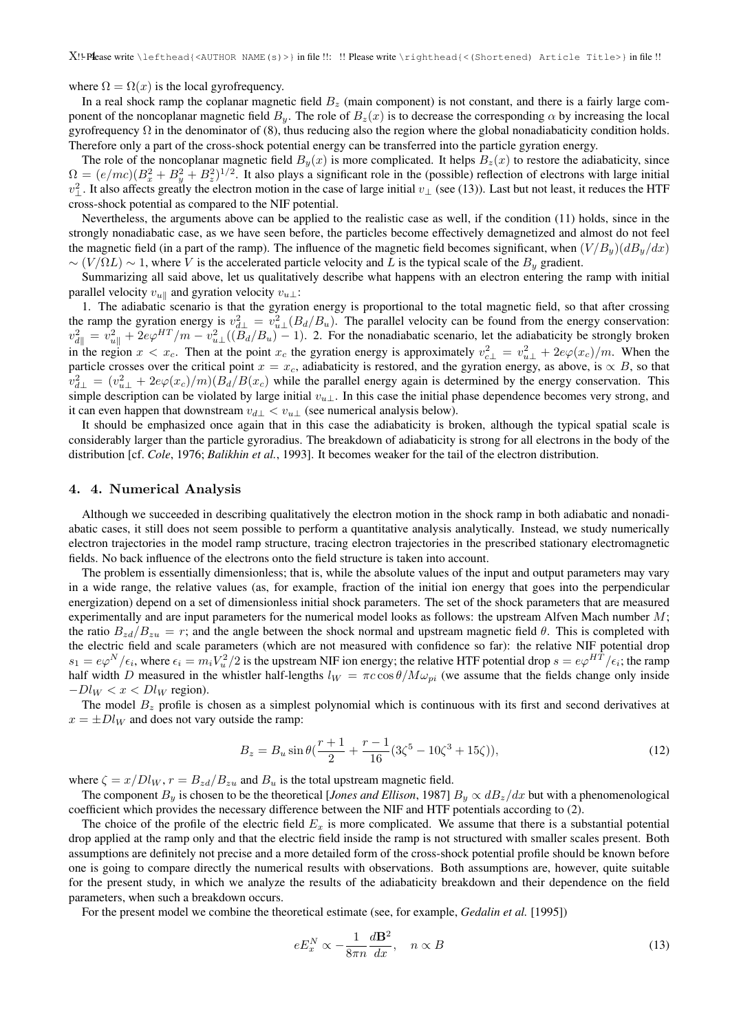where $\Omega = \Omega(x)$ is the local gyrofrequency.

In a real shock ramp the coplanar magnetic field $B_z$ (main component) is not constant, and there is a fairly large component of the noncoplanar magnetic field $B_y$. The role of $B_z(x)$ is to decrease the corresponding $\alpha$ by increasing the local gyrofrequency $\Omega$ in the denominator of (8), thus reducing also the region where the global nonadiabaticity condition holds. Therefore only a part of the cross-shock potential energy can be transferred into the particle gyration energy.

The role of the noncoplanar magnetic field $B_y(x)$ is more complicated. It helps $B_z(x)$ to restore the adiabaticity, since $\Omega = (e/mc)(B_x^2 + B_y^2 + B_z^2)^{1/2}$. It also plays a significant role in the (possible) reflection of electrons with large initial $v_\perp^2$. It also affects greatly the electron motion in the case of large initial $v_\perp$ (see (13)). Last but not least, it reduces the HTF cross-shock potential as compared to the NIF potential.

Nevertheless, the arguments above can be applied to the realistic case as well, if the condition (11) holds, since in the strongly nonadiabatic case, as we have seen before, the particles become effectively demagnetized and almost do not feel the magnetic field (in a part of the ramp). The influence of the magnetic field becomes significant, when $(V/B_y)(dB_y/dx) \sim (V/\Omega L) \sim 1$, where $V$ is the accelerated particle velocity and $L$ is the typical scale of the $B_y$ gradient.

Summarizing all said above, let us qualitatively describe what happens with an electron entering the ramp with initial parallel velocity $v_{u\parallel}$ and gyration velocity $v_{u\perp}$:

1. The adiabatic scenario is that the gyration energy is proportional to the total magnetic field, so that after crossing the ramp the gyration energy is $v_{d\perp}^2 = v_{u\perp}^2(B_d/B_u)$. The parallel velocity can be found from the energy conservation: $v_{d\parallel}^2 = v_{u\parallel}^2 + 2e\varphi^{HT}/m - v_{u\perp}^2((B_d/B_u) - 1)$. 2. For the nonadiabatic scenario, let the adiabaticity be strongly broken in the region $x < x_c$. Then at the point $x_c$ the gyration energy is approximately $v_{c\perp}^2 = v_{u\perp}^2 + 2e\varphi(x_c)/m$. When the particle crosses over the critical point $x = x_c$, adiabaticity is restored, and the gyration energy, as above, is $\propto B$, so that $v_{d\perp}^2 = (v_{u\perp}^2 + 2e\varphi(x_c)/m)(B_d/B(x_c)$ while the parallel energy again is determined by the energy conservation. This simple description can be violated by large initial $v_{u\perp}$. In this case the initial phase dependence becomes very strong, and it can even happen that downstream $v_{d\perp} < v_{u\perp}$ (see numerical analysis below).

It should be emphasized once again that in this case the adiabaticity is broken, although the typical spatial scale is considerably larger than the particle gyroradius. The breakdown of adiabaticity is strong for all electrons in the body of the distribution [cf. *Cole*, 1976; *Balikhin et al.*, 1993]. It becomes weaker for the tail of the electron distribution.

## 4. 4. Numerical Analysis

Although we succeeded in describing qualitatively the electron motion in the shock ramp in both adiabatic and nonadiabatic cases, it still does not seem possible to perform a quantitative analysis analytically. Instead, we study numerically electron trajectories in the model ramp structure, tracing electron trajectories in the prescribed stationary electromagnetic fields. No back influence of the electrons onto the field structure is taken into account.

The problem is essentially dimensionless; that is, while the absolute values of the input and output parameters may vary in a wide range, the relative values (as, for example, fraction of the initial ion energy that goes into the perpendicular energization) depend on a set of dimensionless initial shock parameters. The set of the shock parameters that are measured experimentally and are input parameters for the numerical model looks as follows: the upstream Alfven Mach number $M$; the ratio $B_{zd}/B_{zu} = r$; and the angle between the shock normal and upstream magnetic field $\theta$. This is completed with the electric field and scale parameters (which are not measured with confidence so far): the relative NIF potential drop $s_1 = e\varphi^N/\epsilon_i$, where $\epsilon_i = m_i V_u^2/2$ is the upstream NIF ion energy; the relative HTF potential drop $s = e\varphi^{HT}/\epsilon_i$; the ramp half width $D$ measured in the whistler half-lengths $l_W = \pi c \cos\theta / M\omega_{pi}$ (we assume that the fields change only inside $-Dl_W < x < Dl_W$ region).

The model $B_z$ profile is chosen as a simplest polynomial which is continuous with its first and second derivatives at $x = \pm Dl_W$ and does not vary outside the ramp:

$$B_z = B_u \sin\theta\left(\frac{r+1}{2} + \frac{r-1}{16}(3\zeta^5 - 10\zeta^3 + 15\zeta)\right), \tag{12}$$

where $\zeta = x/Dl_W$, $r = B_{zd}/B_{zu}$ and $B_u$ is the total upstream magnetic field.

The component $B_y$ is chosen to be the theoretical [*Jones and Ellison*, 1987] $B_y \propto dB_z/dx$ but with a phenomenological coefficient which provides the necessary difference between the NIF and HTF potentials according to (2).

The choice of the profile of the electric field $E_x$ is more complicated. We assume that there is a substantial potential drop applied at the ramp only and that the electric field inside the ramp is not structured with smaller scales present. Both assumptions are definitely not precise and a more detailed form of the cross-shock potential profile should be known before one is going to compare directly the numerical results with observations. Both assumptions are, however, quite suitable for the present study, in which we analyze the results of the adiabaticity breakdown and their dependence on the field parameters, when such a breakdown occurs.

For the present model we combine the theoretical estimate (see, for example, *Gedalin et al.* [1995])

$$eE_x^N \propto -\frac{1}{8\pi n}\frac{d\mathbf{B}^2}{dx}, \quad n \propto B \tag{13}$$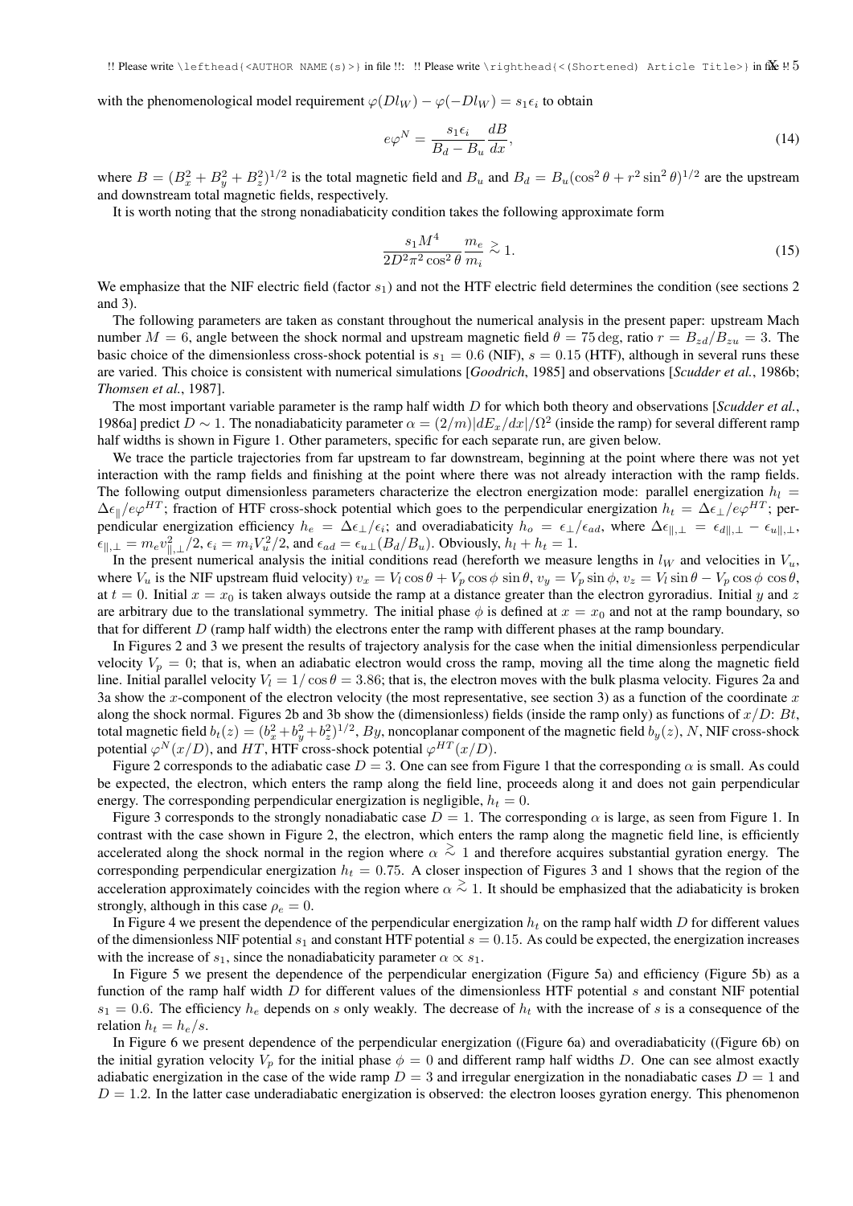with the phenomenological model requirement $\varphi(Dl_W) - \varphi(-Dl_W) = s_1\epsilon_i$ to obtain

$$e\varphi^N = \frac{s_1\epsilon_i}{B_d - B_u}\frac{dB}{dx}, \tag{14}$$

where $B = (B_x^2 + B_y^2 + B_z^2)^{1/2}$ is the total magnetic field and $B_u$ and $B_d = B_u(\cos^2\theta + r^2\sin^2\theta)^{1/2}$ are the upstream and downstream total magnetic fields, respectively.

It is worth noting that the strong nonadiabaticity condition takes the following approximate form

$$\frac{s_1 M^4}{2D^2\pi^2\cos^2\theta}\frac{m_e}{m_i} \gtrsim 1. \tag{15}$$

We emphasize that the NIF electric field (factor $s_1$) and not the HTF electric field determines the condition (see sections 2 and 3).

The following parameters are taken as constant throughout the numerical analysis in the present paper: upstream Mach number $M = 6$, angle between the shock normal and upstream magnetic field $\theta = 75\,\mathrm{deg}$, ratio $r = B_{zd}/B_{zu} = 3$. The basic choice of the dimensionless cross-shock potential is $s_1 = 0.6$ (NIF), $s = 0.15$ (HTF), although in several runs these are varied. This choice is consistent with numerical simulations [*Goodrich*, 1985] and observations [*Scudder et al.*, 1986b; *Thomsen et al.*, 1987].

The most important variable parameter is the ramp half width $D$ for which both theory and observations [*Scudder et al.*, 1986a] predict $D \sim 1$. The nonadiabaticity parameter $\alpha = (2/m)|dE_x/dx|/\Omega^2$ (inside the ramp) for several different ramp half widths is shown in Figure 1. Other parameters, specific for each separate run, are given below.

We trace the particle trajectories from far upstream to far downstream, beginning at the point where there was not yet interaction with the ramp fields and finishing at the point where there was not already interaction with the ramp fields. The following output dimensionless parameters characterize the electron energization mode: parallel energization $h_l = \Delta\epsilon_\parallel/e\varphi^{HT}$; fraction of HTF cross-shock potential which goes to the perpendicular energization $h_t = \Delta\epsilon_\perp/e\varphi^{HT}$; perpendicular energization efficiency $h_e = \Delta\epsilon_\perp/\epsilon_i$; and overadiabaticity $h_o = \epsilon_\perp/\epsilon_{ad}$, where $\Delta\epsilon_{\parallel,\perp} = \epsilon_{d\parallel,\perp} - \epsilon_{u\parallel,\perp}$, $\epsilon_{\parallel,\perp} = m_e v_{\parallel,\perp}^2/2$, $\epsilon_i = m_i V_u^2/2$, and $\epsilon_{ad} = \epsilon_{u\perp}(B_d/B_u)$. Obviously, $h_l + h_t = 1$.

In the present numerical analysis the initial conditions read (hereforth we measure lengths in $l_W$ and velocities in $V_u$, where $V_u$ is the NIF upstream fluid velocity) $v_x = V_l\cos\theta + V_p\cos\phi\sin\theta$, $v_y = V_p\sin\phi$, $v_z = V_l\sin\theta - V_p\cos\phi\cos\theta$, at $t = 0$. Initial $x = x_0$ is taken always outside the ramp at a distance greater than the electron gyroradius. Initial $y$ and $z$ are arbitrary due to the translational symmetry. The initial phase $\phi$ is defined at $x = x_0$ and not at the ramp boundary, so that for different $D$ (ramp half width) the electrons enter the ramp with different phases at the ramp boundary.

In Figures 2 and 3 we present the results of trajectory analysis for the case when the initial dimensionless perpendicular velocity $V_p = 0$; that is, when an adiabatic electron would cross the ramp, moving all the time along the magnetic field line. Initial parallel velocity $V_l = 1/\cos\theta = 3.86$; that is, the electron moves with the bulk plasma velocity. Figures 2a and 3a show the $x$-component of the electron velocity (the most representative, see section 3) as a function of the coordinate $x$ along the shock normal. Figures 2b and 3b show the (dimensionless) fields (inside the ramp only) as functions of $x/D$: $Bt$, total magnetic field $b_t(z) = (b_x^2 + b_y^2 + b_z^2)^{1/2}$, $By$, noncoplanar component of the magnetic field $b_y(z)$, $N$, NIF cross-shock potential $\varphi^N(x/D)$, and $HT$, HTF cross-shock potential $\varphi^{HT}(x/D)$.

Figure 2 corresponds to the adiabatic case $D = 3$. One can see from Figure 1 that the corresponding $\alpha$ is small. As could be expected, the electron, which enters the ramp along the field line, proceeds along it and does not gain perpendicular energy. The corresponding perpendicular energization is negligible, $h_t = 0$.

Figure 3 corresponds to the strongly nonadiabatic case $D = 1$. The corresponding $\alpha$ is large, as seen from Figure 1. In contrast with the case shown in Figure 2, the electron, which enters the ramp along the magnetic field line, is efficiently accelerated along the shock normal in the region where $\alpha \gtrsim 1$ and therefore acquires substantial gyration energy. The corresponding perpendicular energization $h_t = 0.75$. A closer inspection of Figures 3 and 1 shows that the region of the acceleration approximately coincides with the region where $\alpha \gtrsim 1$. It should be emphasized that the adiabaticity is broken strongly, although in this case $\rho_e = 0$.

In Figure 4 we present the dependence of the perpendicular energization $h_t$ on the ramp half width $D$ for different values of the dimensionless NIF potential $s_1$ and constant HTF potential $s = 0.15$. As could be expected, the energization increases with the increase of $s_1$, since the nonadiabaticity parameter $\alpha \propto s_1$.

In Figure 5 we present the dependence of the perpendicular energization (Figure 5a) and efficiency (Figure 5b) as a function of the ramp half width $D$ for different values of the dimensionless HTF potential $s$ and constant NIF potential $s_1 = 0.6$. The efficiency $h_e$ depends on $s$ only weakly. The decrease of $h_t$ with the increase of $s$ is a consequence of the relation $h_t = h_e/s$.

In Figure 6 we present dependence of the perpendicular energization ((Figure 6a) and overadiabaticity ((Figure 6b) on the initial gyration velocity $V_p$ for the initial phase $\phi = 0$ and different ramp half widths $D$. One can see almost exactly adiabatic energization in the case of the wide ramp $D = 3$ and irregular energization in the nonadiabatic cases $D = 1$ and $D = 1.2$. In the latter case underadiabatic energization is observed: the electron looses gyration energy. This phenomenon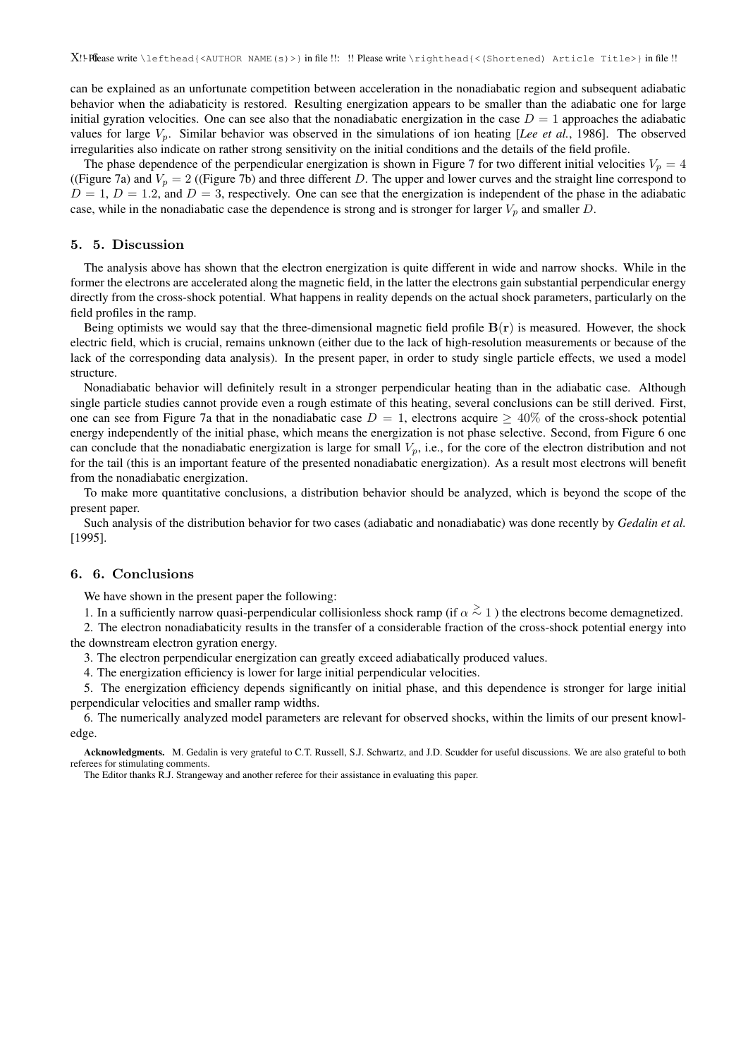can be explained as an unfortunate competition between acceleration in the nonadiabatic region and subsequent adiabatic behavior when the adiabaticity is restored. Resulting energization appears to be smaller than the adiabatic one for large initial gyration velocities. One can see also that the nonadiabatic energization in the case $D = 1$ approaches the adiabatic values for large $V_p$. Similar behavior was observed in the simulations of ion heating [*Lee et al.*, 1986]. The observed irregularities also indicate on rather strong sensitivity on the initial conditions and the details of the field profile.

The phase dependence of the perpendicular energization is shown in Figure 7 for two different initial velocities $V_p = 4$ ((Figure 7a) and $V_p = 2$ ((Figure 7b) and three different $D$. The upper and lower curves and the straight line correspond to $D = 1$, $D = 1.2$, and $D = 3$, respectively. One can see that the energization is independent of the phase in the adiabatic case, while in the nonadiabatic case the dependence is strong and is stronger for larger $V_p$ and smaller $D$.

## 5. 5. Discussion

The analysis above has shown that the electron energization is quite different in wide and narrow shocks. While in the former the electrons are accelerated along the magnetic field, in the latter the electrons gain substantial perpendicular energy directly from the cross-shock potential. What happens in reality depends on the actual shock parameters, particularly on the field profiles in the ramp.

Being optimists we would say that the three-dimensional magnetic field profile $\mathbf{B}(\mathbf{r})$ is measured. However, the shock electric field, which is crucial, remains unknown (either due to the lack of high-resolution measurements or because of the lack of the corresponding data analysis). In the present paper, in order to study single particle effects, we used a model structure.

Nonadiabatic behavior will definitely result in a stronger perpendicular heating than in the adiabatic case. Although single particle studies cannot provide even a rough estimate of this heating, several conclusions can be still derived. First, one can see from Figure 7a that in the nonadiabatic case $D = 1$, electrons acquire $\geq 40\%$ of the cross-shock potential energy independently of the initial phase, which means the energization is not phase selective. Second, from Figure 6 one can conclude that the nonadiabatic energization is large for small $V_p$, i.e., for the core of the electron distribution and not for the tail (this is an important feature of the presented nonadiabatic energization). As a result most electrons will benefit from the nonadiabatic energization.

To make more quantitative conclusions, a distribution behavior should be analyzed, which is beyond the scope of the present paper.

Such analysis of the distribution behavior for two cases (adiabatic and nonadiabatic) was done recently by *Gedalin et al.* [1995].

## 6. 6. Conclusions

We have shown in the present paper the following:

1. In a sufficiently narrow quasi-perpendicular collisionless shock ramp (if $\alpha \gtrsim 1$ ) the electrons become demagnetized.

2. The electron nonadiabaticity results in the transfer of a considerable fraction of the cross-shock potential energy into the downstream electron gyration energy.

3. The electron perpendicular energization can greatly exceed adiabatically produced values.

4. The energization efficiency is lower for large initial perpendicular velocities.

5. The energization efficiency depends significantly on initial phase, and this dependence is stronger for large initial perpendicular velocities and smaller ramp widths.

6. The numerically analyzed model parameters are relevant for observed shocks, within the limits of our present knowledge.

**Acknowledgments.** M. Gedalin is very grateful to C.T. Russell, S.J. Schwartz, and J.D. Scudder for useful discussions. We are also grateful to both referees for stimulating comments.

The Editor thanks R.J. Strangeway and another referee for their assistance in evaluating this paper.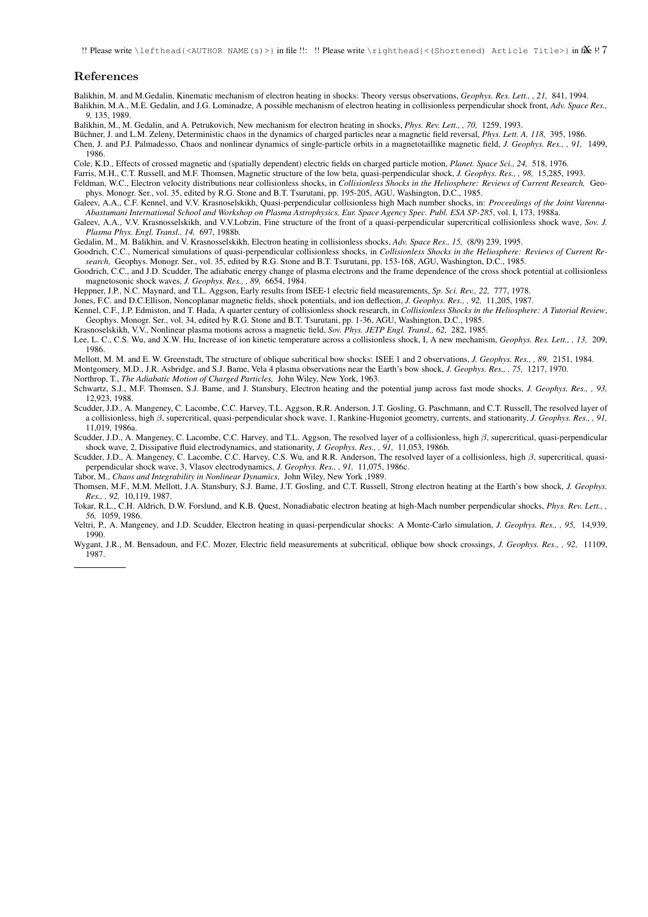## References

Balikhin, M. and M.Gedalin, Kinematic mechanism of electron heating in shocks: Theory versus observations, *Geophys. Res. Lett., , 21,* 841, 1994.

Balikhin, M.A., M.E. Gedalin, and J.G. Lominadze, A possible mechanism of electron heating in collisionless perpendicular shock front, *Adv. Space Res., 9,* 135, 1989.

Balikhin, M., M. Gedalin, and A. Petrukovich, New mechanism for electron heating in shocks, *Phys. Rev. Lett., , 70,* 1259, 1993.

Büchner, J. and L.M. Zeleny, Deterministic chaos in the dynamics of charged particles near a magnetic field reversal, *Phys. Lett. A, 118,* 395, 1986.

Chen, J. and P.J. Palmadesso, Chaos and nonlinear dynamics of single-particle orbits in a magnetotaillike magnetic field, *J. Geophys. Res., , 91,* 1499, 1986.

Cole, K.D., Effects of crossed magnetic and (spatially dependent) electric fields on charged particle motion, *Planet. Space Sci., 24,* 518, 1976.

Farris, M.H., C.T. Russell, and M.F. Thomsen, Magnetic structure of the low beta, quasi-perpendicular shock, *J. Geophys. Res., , 98,* 15,285, 1993.

Feldman, W.C., Electron velocity distributions near collisionless shocks, in *Collisionless Shocks in the Heliosphere: Reviews of Current Research,* Geophys. Monogr. Ser., vol. 35, edited by R.G. Stone and B.T. Tsurutani, pp. 195-205, AGU, Washington, D.C., 1985.

Galeev, A.A., C.F. Kennel, and V.V. Krasnoselskikh, Quasi-perpendicular collisionless high Mach number shocks, in: *Proceedings of the Joint Varenna-Abastumani International School and Workshop on Plasma Astrophysics, Eur. Space Agency Spec. Publ. ESA SP-285*, vol. I, 173, 1988a.

Galeev, A.A., V.V. Krasnosselskikh, and V.V.Lobzin, Fine structure of the front of a quasi-perpendicular supercritical collisionless shock wave, *Sov. J. Plasma Phys. Engl. Transl., 14,* 697, 1988b.

Gedalin, M., M. Balikhin, and V. Krasnosselskikh, Electron heating in collisionless shocks, *Adv. Space Res., 15,* (8/9) 239, 1995.

Goodrich, C.C., Numerical simulations of quasi-perpendicular collisionless shocks, in *Collisionless Shocks in the Heliosphere: Reviews of Current Research,* Geophys. Monogr. Ser., vol. 35, edited by R.G. Stone and B.T. Tsurutani, pp. 153-168, AGU, Washington, D.C., 1985.

Goodrich, C.C., and J.D. Scudder, The adiabatic energy change of plasma electrons and the frame dependence of the cross shock potential at collisionless magnetosonic shock waves, *J. Geophys. Res., , 89,* 6654, 1984.

Heppner, J.P., N.C. Maynard, and T.L. Aggson, Early results from ISEE-1 electric field measurements, *Sp. Sci. Rev., 22,* 777, 1978.

Jones, F.C. and D.C.Ellison, Noncoplanar magnetic fields, shock potentials, and ion deflection, *J. Geophys. Res., , 92,* 11,205, 1987.

Kennel, C.F., J.P. Edmiston, and T. Hada, A quarter century of collisionless shock research, in *Collisionless Shocks in the Heliosphere: A Tutorial Review*, Geophys. Monogr. Ser., vol. 34, edited by R.G. Stone and B.T. Tsurutani, pp. 1-36, AGU, Washington, D.C., 1985.

Krasnoselskikh, V.V., Nonlinear plasma motions across a magnetic field, *Sov. Phys. JETP Engl. Transl., 62,* 282, 1985.

Lee, L. C., C.S. Wu, and X.W. Hu, Increase of ion kinetic temperature across a collisionless shock, I, A new mechanism, *Geophys. Res. Lett., , 13,* 209, 1986.

Mellott, M. M. and E. W. Greenstadt, The structure of oblique subcritical bow shocks: ISEE 1 and 2 observations, *J. Geophys. Res., , 89,* 2151, 1984.

Montgomery, M.D., J.R. Asbridge, and S.J. Bame, Vela 4 plasma observations near the Earth's bow shock, *J. Geophys. Res., , 75,* 1217, 1970.

Northrop, T., *The Adiabatic Motion of Charged Particles,* John Wiley, New York, 1963.

Schwartz, S.J., M.F. Thomsen, S.J. Bame, and J. Stansbury, Electron heating and the potential jump across fast mode shocks, *J. Geophys. Res., , 93,* 12,923, 1988.

Scudder, J.D., A. Mangeney, C. Lacombe, C.C. Harvey, T.L. Aggson, R.R. Anderson, J.T. Gosling, G. Paschmann, and C.T. Russell, The resolved layer of a collisionless, high $\beta$, supercritical, quasi-perpendicular shock wave, 1, Rankine-Hugoniot geometry, currents, and stationarity, *J. Geophys. Res., , 91,* 11,019, 1986a.

Scudder, J.D., A. Mangeney, C. Lacombe, C.C. Harvey, and T.L. Aggson, The resolved layer of a collisionless, high $\beta$, supercritical, quasi-perpendicular shock wave, 2, Dissipative fluid electrodynamics, and stationarity, *J. Geophys. Res., , 91,* 11,053, 1986b.

Scudder, J.D., A. Mangeney, C. Lacombe, C.C. Harvey, C.S. Wu, and R.R. Anderson, The resolved layer of a collisionless, high $\beta$, supercritical, quasi-perpendicular shock wave, 3, Vlasov electrodynamics, *J. Geophys. Res., , 91,* 11,075, 1986c.

Tabor, M., *Chaos and Integrability in Nonlinear Dynamics,* John Wiley, New York ,1989.

Thomsen, M.F., M.M. Mellott, J.A. Stansbury, S.J. Bame, J.T. Gosling, and C.T. Russell, Strong electron heating at the Earth's bow shock, *J. Geophys. Res., , 92,* 10,119, 1987.

Tokar, R.L., C.H. Aldrich, D.W. Forslund, and K.B. Quest, Nonadiabatic electron heating at high-Mach number perpendicular shocks, *Phys. Rev. Lett., , 56,* 1059, 1986.

Veltri, P., A. Mangeney, and J.D. Scudder, Electron heating in quasi-perpendicular shocks: A Monte-Carlo simulation, *J. Geophys. Res., , 95,* 14,939, 1990.

Wygant, J.R., M. Bensadoun, and F.C. Mozer, Electric field measurements at subcritical, oblique bow shock crossings, *J. Geophys. Res., , 92,* 11109, 1987.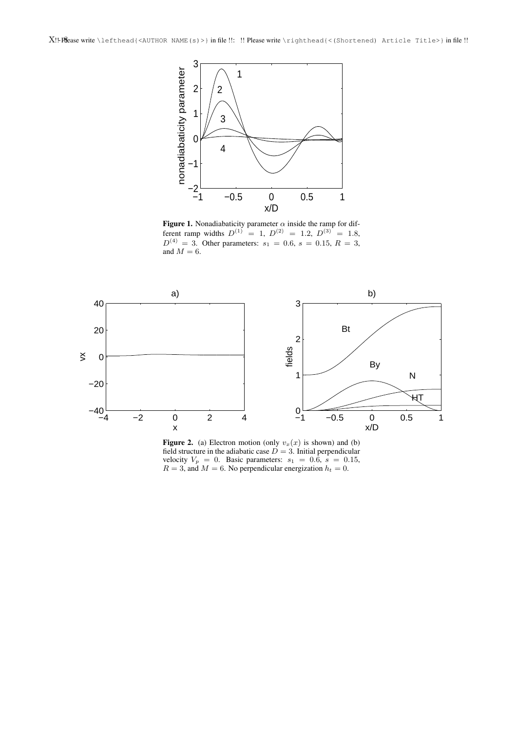**Figure 1.** Nonadiabaticity parameter $\alpha$ inside the ramp for different ramp widths $D^{(1)} = 1$, $D^{(2)} = 1.2$, $D^{(3)} = 1.8$, $D^{(4)} = 3$. Other parameters: $s_1 = 0.6$, $s = 0.15$, $R = 3$, and $M = 6$.

**Figure 2.** (a) Electron motion (only $v_x(x)$ is shown) and (b) field structure in the adiabatic case $D = 3$. Initial perpendicular velocity $V_p = 0$. Basic parameters: $s_1 = 0.6$, $s = 0.15$, $R = 3$, and $M = 6$. No perpendicular energization $h_t = 0$.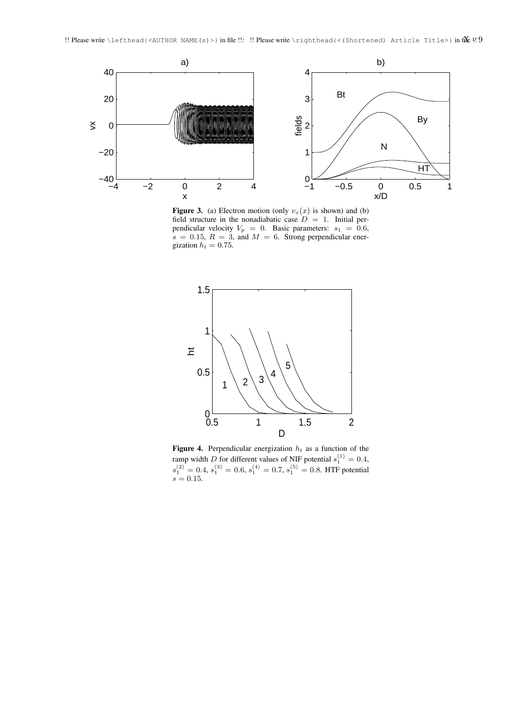**Figure 3.** (a) Electron motion (only $v_x(x)$ is shown) and (b) field structure in the nonadiabatic case $D = 1$. Initial perpendicular velocity $V_p = 0$. Basic parameters: $s_1 = 0.6$, $s = 0.15$, $R = 3$, and $M = 6$. Strong perpendicular energization $h_t = 0.75$.

**Figure 4.** Perpendicular energization $h_t$ as a function of the ramp width $D$ for different values of NIF potential $s_1^{(1)} = 0.4$, $s_1^{(2)} = 0.4$, $s_1^{(3)} = 0.6$, $s_1^{(4)} = 0.7$, $s_1^{(5)} = 0.8$. HTF potential $s = 0.15$.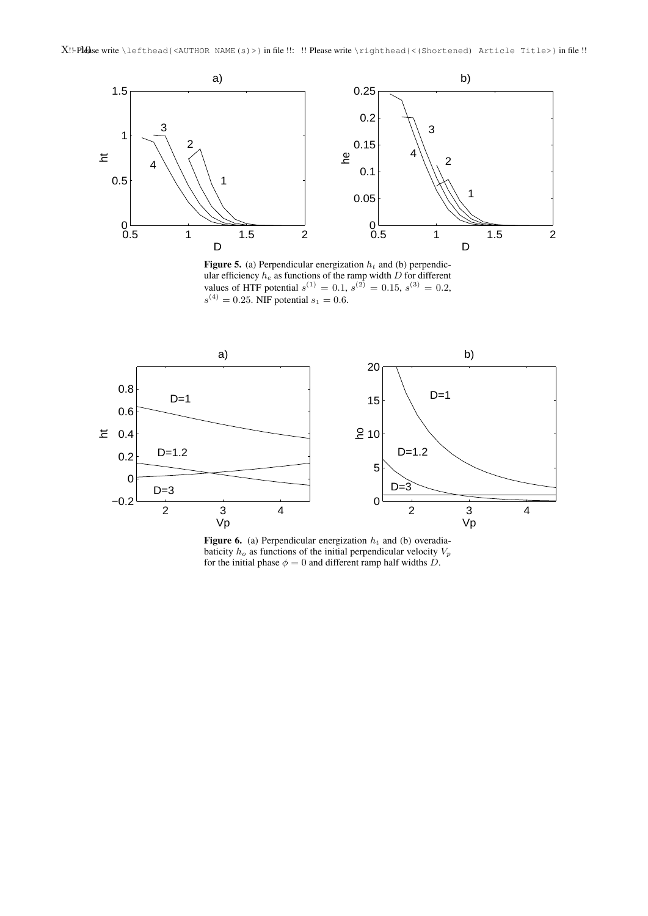**Figure 5.** (a) Perpendicular energization $h_t$ and (b) perpendicular efficiency $h_e$ as functions of the ramp width $D$ for different values of HTF potential $s^{(1)} = 0.1$, $s^{(2)} = 0.15$, $s^{(3)} = 0.2$, $s^{(4)} = 0.25$. NIF potential $s_1 = 0.6$.

**Figure 6.** (a) Perpendicular energization $h_t$ and (b) overadiabaticity $h_o$ as functions of the initial perpendicular velocity $V_p$ for the initial phase $\phi = 0$ and different ramp half widths $D$.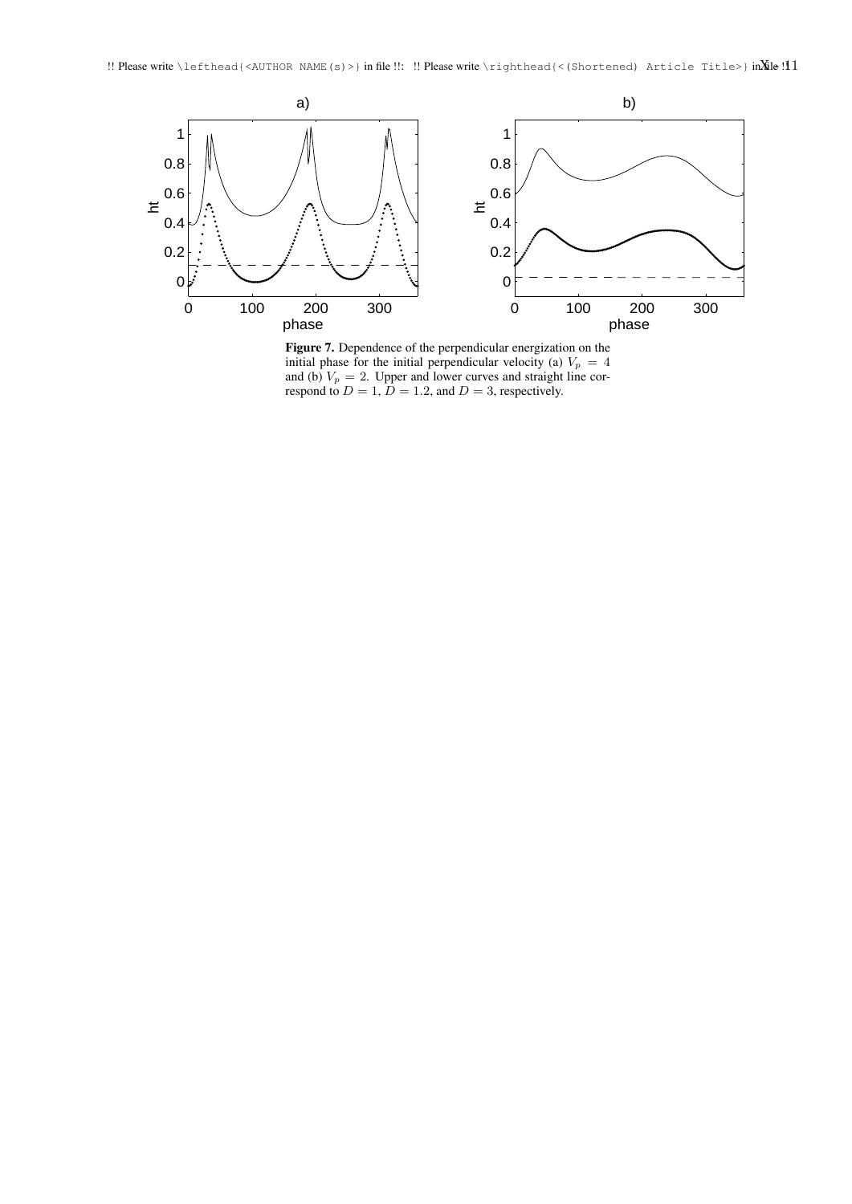a)

ht

1
0.8
0.6
0.4
0.2
0

0 100 200 300

phase

b)

ht

1
0.8
0.6
0.4
0.2
0

0 100 200 300

phase

**Figure 7.** Dependence of the perpendicular energization on the initial phase for the initial perpendicular velocity (a) $V_p = 4$ and (b) $V_p = 2$. Upper and lower curves and straight line correspond to $D = 1$, $D = 1.2$, and $D = 3$, respectively.